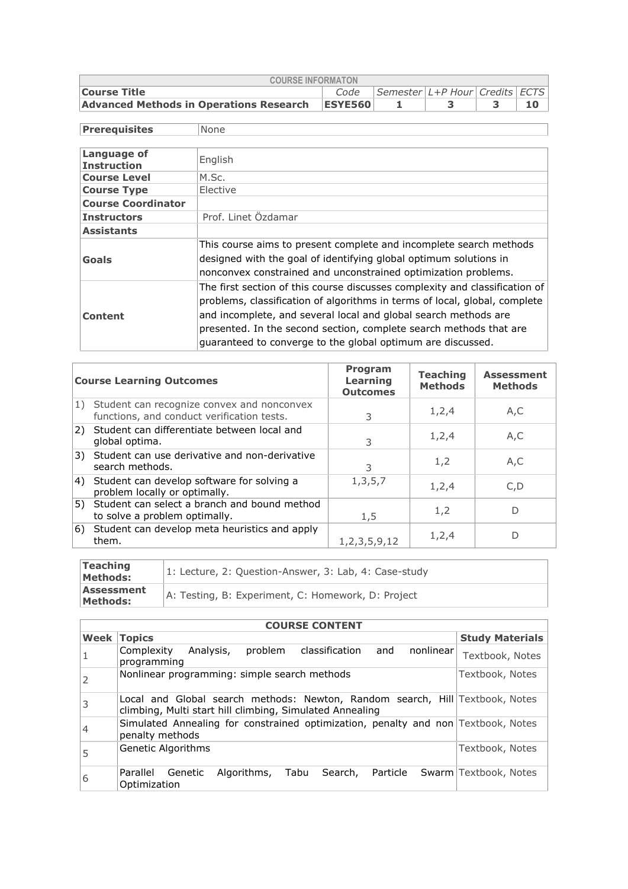| COURSE INFORMATON | | | | | |
|---|---|---|---|---|---|
| **Course Title** | *Code* | *Semester* | *L+P Hour* | *Credits* | *ECTS* |
| **Advanced Methods in Operations Research** | **ESYE560** | **1** | **3** | **3** | **10** |

| **Prerequisites** | None |
|---|---|

| | |
|---|---|
| **Language of Instruction** | English |
| **Course Level** | M.Sc. |
| **Course Type** | Elective |
| **Course Coordinator** | |
| **Instructors** | Prof. Linet Özdamar |
| **Assistants** | |
| **Goals** | This course aims to present complete and incomplete search methods designed with the goal of identifying global optimum solutions in nonconvex constrained and unconstrained optimization problems. |
| **Content** | The first section of this course discusses complexity and classification of problems, classification of algorithms in terms of local, global, complete and incomplete, and several local and global search methods are presented. In the second section, complete search methods that are guaranteed to converge to the global optimum are discussed. |

| **Course Learning Outcomes** | **Program Learning Outcomes** | **Teaching Methods** | **Assessment Methods** |
|---|---|---|---|
| 1) Student can recognize convex and nonconvex functions, and conduct verification tests. | 3 | 1,2,4 | A,C |
| 2) Student can differentiate between local and global optima. | 3 | 1,2,4 | A,C |
| 3) Student can use derivative and non-derivative search methods. | 3 | 1,2 | A,C |
| 4) Student can develop software for solving a problem locally or optimally. | 1,3,5,7 | 1,2,4 | C,D |
| 5) Student can select a branch and bound method to solve a problem optimally. | 1,5 | 1,2 | D |
| 6) Student can develop meta heuristics and apply them. | 1,2,3,5,9,12 | 1,2,4 | D |

| | |
|---|---|
| **Teaching Methods:** | 1: Lecture, 2: Question-Answer, 3: Lab, 4: Case-study |
| **Assessment Methods:** | A: Testing, B: Experiment, C: Homework, D: Project |

| COURSE CONTENT | | |
|---|---|---|
| **Week** | **Topics** | **Study Materials** |
| 1 | Complexity Analysis, problem classification and nonlinear programming | Textbook, Notes |
| 2 | Nonlinear programming: simple search methods | Textbook, Notes |
| 3 | Local and Global search methods: Newton, Random search, Hill climbing, Multi start hill climbing, Simulated Annealing | Textbook, Notes |
| 4 | Simulated Annealing for constrained optimization, penalty and non penalty methods | Textbook, Notes |
| 5 | Genetic Algorithms | Textbook, Notes |
| 6 | Parallel Genetic Algorithms, Tabu Search, Particle Swarm Optimization | Textbook, Notes |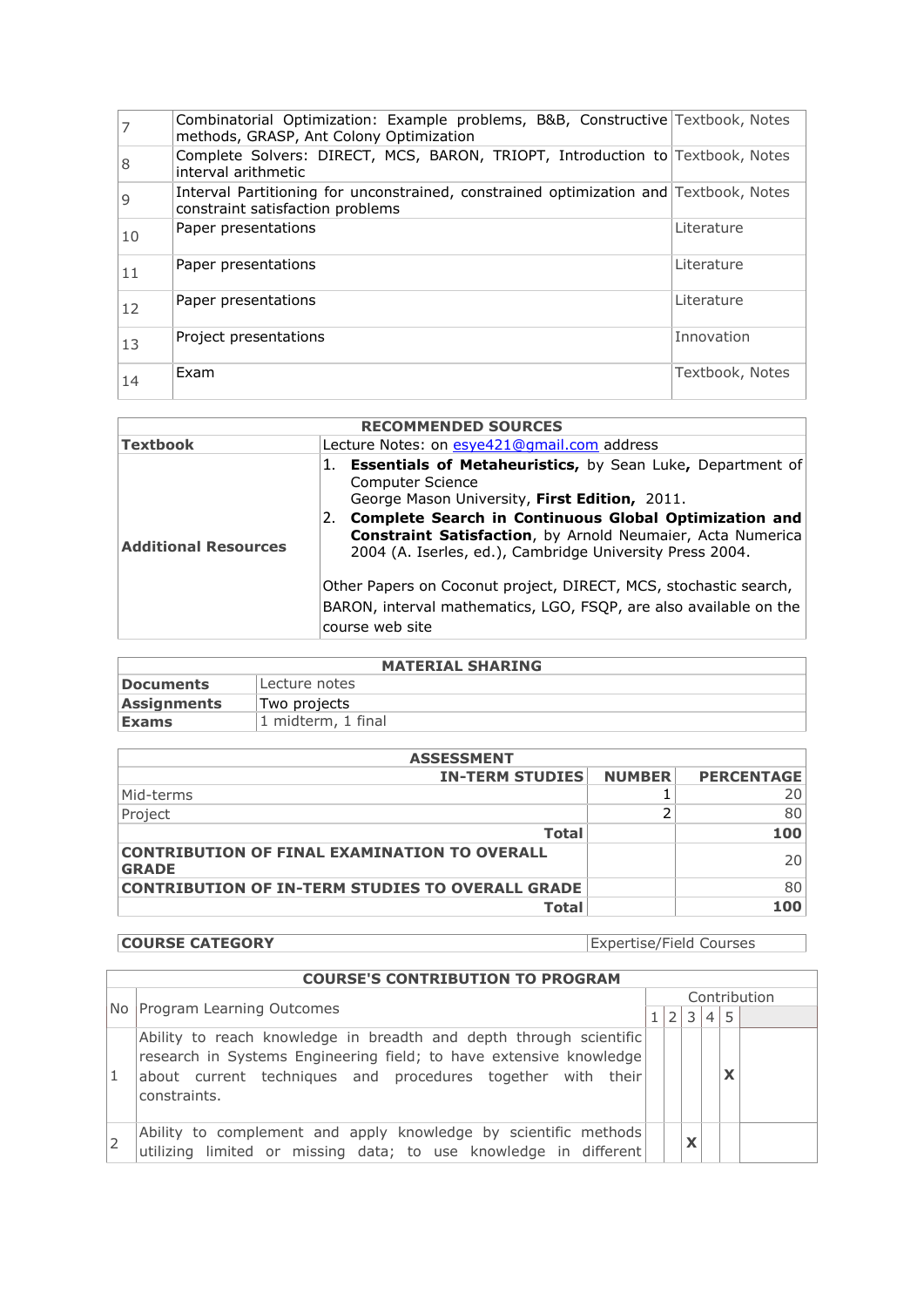| | | |
|---|---|---|
| 7 | Combinatorial Optimization: Example problems, B&B, Constructive methods, GRASP, Ant Colony Optimization | Textbook, Notes |
| 8 | Complete Solvers: DIRECT, MCS, BARON, TRIOPT, Introduction to interval arithmetic | Textbook, Notes |
| 9 | Interval Partitioning for unconstrained, constrained optimization and constraint satisfaction problems | Textbook, Notes |
| 10 | Paper presentations | Literature |
| 11 | Paper presentations | Literature |
| 12 | Paper presentations | Literature |
| 13 | Project presentations | Innovation |
| 14 | Exam | Textbook, Notes |

| RECOMMENDED SOURCES | |
|---|---|
| **Textbook** | Lecture Notes: on esye421@gmail.com address |
| **Additional Resources** | 1. **Essentials of Metaheuristics,** by Sean Luke**,** Department of Computer Science George Mason University, **First Edition,** 2011. 2. **Complete Search in Continuous Global Optimization and Constraint Satisfaction**, by Arnold Neumaier, Acta Numerica 2004 (A. Iserles, ed.), Cambridge University Press 2004. Other Papers on Coconut project, DIRECT, MCS, stochastic search, BARON, interval mathematics, LGO, FSQP, are also available on the course web site |

| MATERIAL SHARING | |
|---|---|
| **Documents** | Lecture notes |
| **Assignments** | Two projects |
| **Exams** | 1 midterm, 1 final |

| ASSESSMENT | | |
|---|---|---|
| **IN-TERM STUDIES** | **NUMBER** | **PERCENTAGE** |
| Mid-terms | 1 | 20 |
| Project | 2 | 80 |
| **Total** | | **100** |
| **CONTRIBUTION OF FINAL EXAMINATION TO OVERALL GRADE** | | 20 |
| **CONTRIBUTION OF IN-TERM STUDIES TO OVERALL GRADE** | | 80 |
| **Total** | | **100** |

| **COURSE CATEGORY** | Expertise/Field Courses |
|---|---|

| COURSE'S CONTRIBUTION TO PROGRAM | | | | | | |
|---|---|---|---|---|---|---|
| No | Program Learning Outcomes | Contribution | | | | |
| | | 1 | 2 | 3 | 4 | 5 |
| 1 | Ability to reach knowledge in breadth and depth through scientific research in Systems Engineering field; to have extensive knowledge about current techniques and procedures together with their constraints. | | | | | X |
| 2 | Ability to complement and apply knowledge by scientific methods utilizing limited or missing data; to use knowledge in different | | | X | | |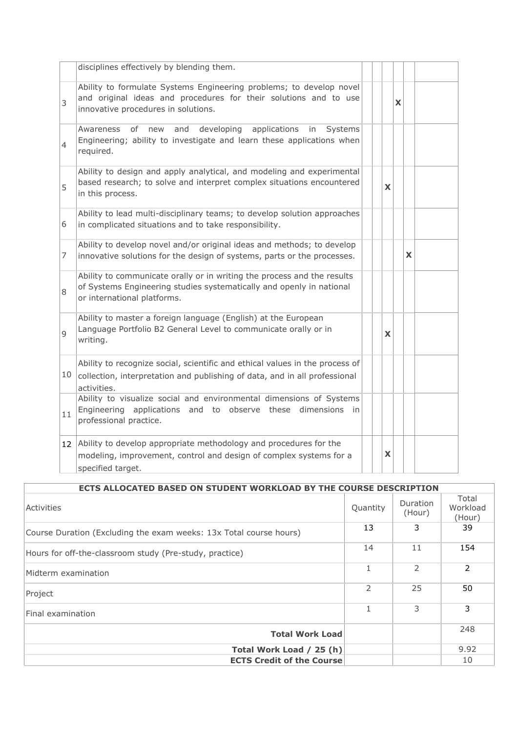| | | | | | | | |
|---|---|---|---|---|---|---|---|
| | disciplines effectively by blending them. | | | | | | |
| 3 | Ability to formulate Systems Engineering problems; to develop novel and original ideas and procedures for their solutions and to use innovative procedures in solutions. | | | | X | | |
| 4 | Awareness of new and developing applications in Systems Engineering; ability to investigate and learn these applications when required. | | | | | | |
| 5 | Ability to design and apply analytical, and modeling and experimental based research; to solve and interpret complex situations encountered in this process. | | | X | | | |
| 6 | Ability to lead multi-disciplinary teams; to develop solution approaches in complicated situations and to take responsibility. | | | | | | |
| 7 | Ability to develop novel and/or original ideas and methods; to develop innovative solutions for the design of systems, parts or the processes. | | | | | X | |
| 8 | Ability to communicate orally or in writing the process and the results of Systems Engineering studies systematically and openly in national or international platforms. | | | | | | |
| 9 | Ability to master a foreign language (English) at the European Language Portfolio B2 General Level to communicate orally or in writing. | | | X | | | |
| 10 | Ability to recognize social, scientific and ethical values in the process of collection, interpretation and publishing of data, and in all professional activities. | | | | | | |
| 11 | Ability to visualize social and environmental dimensions of Systems Engineering applications and to observe these dimensions in professional practice. | | | | | | |
| 12 | Ability to develop appropriate methodology and procedures for the modeling, improvement, control and design of complex systems for a specified target. | | | X | | | |

| ECTS ALLOCATED BASED ON STUDENT WORKLOAD BY THE COURSE DESCRIPTION | | | |
|---|---|---|---|
| Activities | Quantity | Duration (Hour) | Total Workload (Hour) |
| Course Duration (Excluding the exam weeks: 13x Total course hours) | 13 | 3 | 39 |
| Hours for off-the-classroom study (Pre-study, practice) | 14 | 11 | 154 |
| Midterm examination | 1 | 2 | 2 |
| Project | 2 | 25 | 50 |
| Final examination | 1 | 3 | 3 |
| **Total Work Load** | | | 248 |
| **Total Work Load / 25 (h)** | | | 9.92 |
| **ECTS Credit of the Course** | | | 10 |